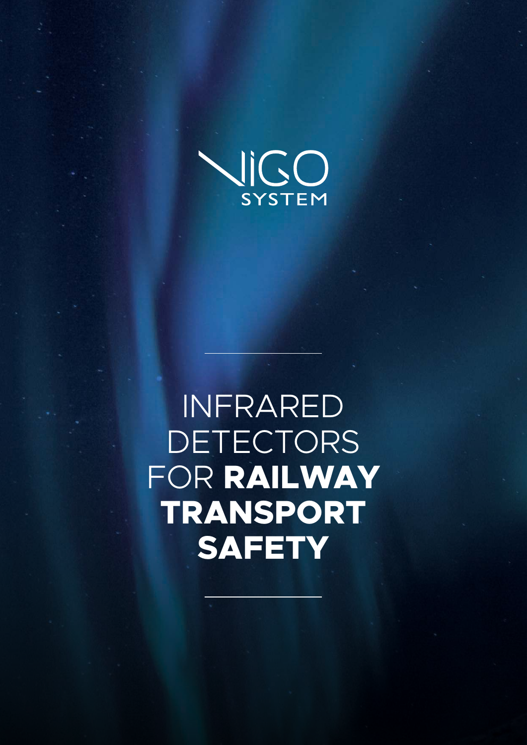VIGO SYSTEM

# INFRARED DETECTORS FOR **RAILWAY TRANSPORT SAFETY**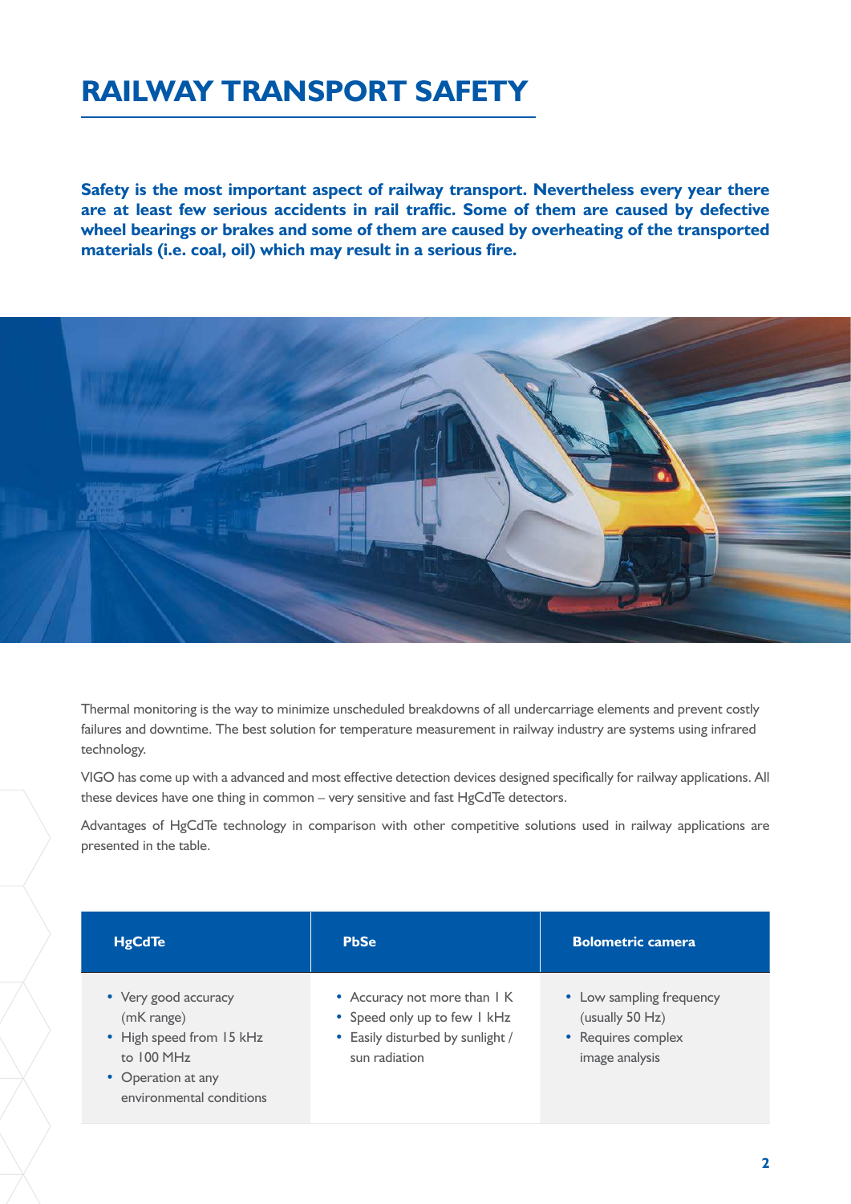# RAILWAY TRANSPORT SAFETY

**Safety is the most important aspect of railway transport. Nevertheless every year there are at least few serious accidents in rail traffic. Some of them are caused by defective wheel bearings or brakes and some of them are caused by overheating of the transported materials (i.e. coal, oil) which may result in a serious fire.**

Thermal monitoring is the way to minimize unscheduled breakdowns of all undercarriage elements and prevent costly failures and downtime. The best solution for temperature measurement in railway industry are systems using infrared technology.

VIGO has come up with a advanced and most effective detection devices designed specifically for railway applications. All these devices have one thing in common – very sensitive and fast HgCdTe detectors.

Advantages of HgCdTe technology in comparison with other competitive solutions used in railway applications are presented in the table.

| HgCdTe | PbSe | Bolometric camera |
|---|---|---|
| • Very good accuracy (mK range)<br>• High speed from 15 kHz to 100 MHz<br>• Operation at any environmental conditions | • Accuracy not more than 1 K<br>• Speed only up to few 1 kHz<br>• Easily disturbed by sunlight / sun radiation | • Low sampling frequency (usually 50 Hz)<br>• Requires complex image analysis |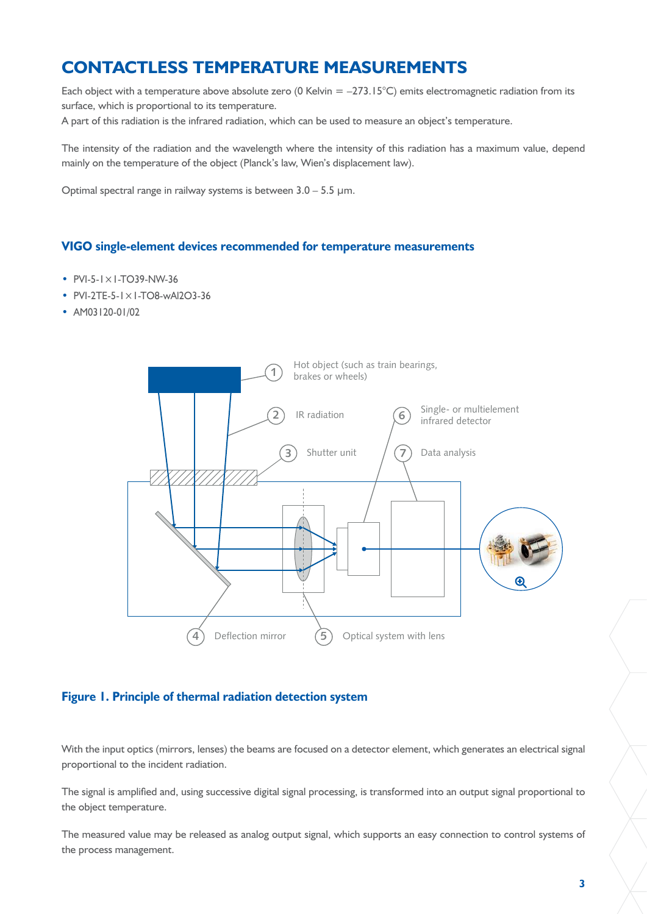# CONTACTLESS TEMPERATURE MEASUREMENTS

Each object with a temperature above absolute zero (0 Kelvin = –273.15°C) emits electromagnetic radiation from its surface, which is proportional to its temperature.
A part of this radiation is the infrared radiation, which can be used to measure an object's temperature.

The intensity of the radiation and the wavelength where the intensity of this radiation has a maximum value, depend mainly on the temperature of the object (Planck's law, Wien's displacement law).

Optimal spectral range in railway systems is between 3.0 – 5.5 µm.

## VIGO single-element devices recommended for temperature measurements

- PVI-5-1×1-TO39-NW-36
- PVI-2TE-5-1×1-TO8-wAl2O3-36
- AM03120-01/02

1 Hot object (such as train bearings, brakes or wheels)
2 IR radiation
3 Shutter unit
4 Deflection mirror
5 Optical system with lens
6 Single- or multielement infrared detector
7 Data analysis

**Figure 1. Principle of thermal radiation detection system**

With the input optics (mirrors, lenses) the beams are focused on a detector element, which generates an electrical signal proportional to the incident radiation.

The signal is amplified and, using successive digital signal processing, is transformed into an output signal proportional to the object temperature.

The measured value may be released as analog output signal, which supports an easy connection to control systems of the process management.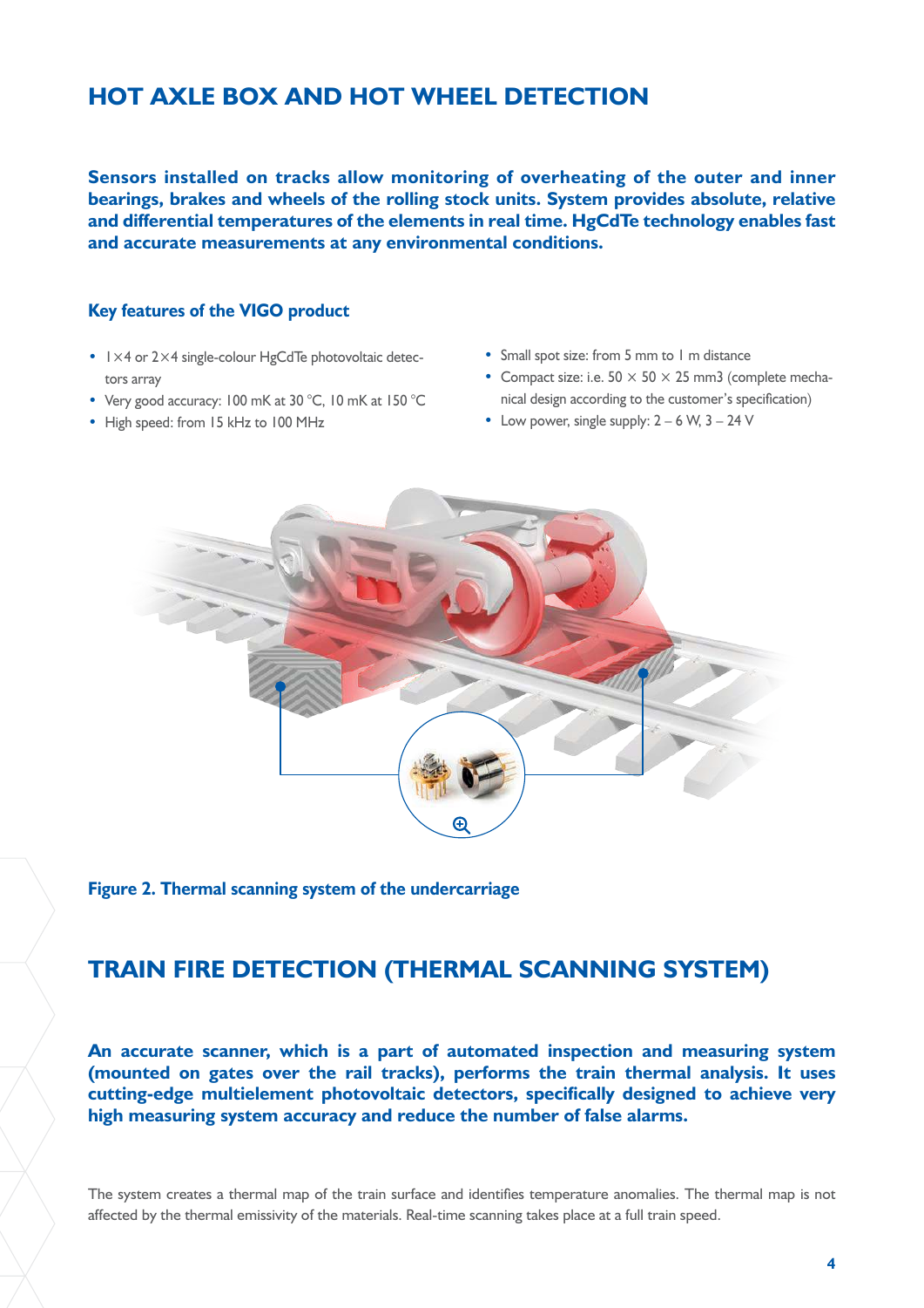## HOT AXLE BOX AND HOT WHEEL DETECTION

**Sensors installed on tracks allow monitoring of overheating of the outer and inner bearings, brakes and wheels of the rolling stock units. System provides absolute, relative and differential temperatures of the elements in real time. HgCdTe technology enables fast and accurate measurements at any environmental conditions.**

### Key features of the VIGO product

- 1×4 or 2×4 single-colour HgCdTe photovoltaic detectors array
- Very good accuracy: 100 mK at 30 °C, 10 mK at 150 °C
- High speed: from 15 kHz to 100 MHz
- Small spot size: from 5 mm to 1 m distance
- Compact size: i.e. 50 × 50 × 25 mm3 (complete mechanical design according to the customer's specification)
- Low power, single supply: 2 – 6 W, 3 – 24 V

**Figure 2. Thermal scanning system of the undercarriage**

## TRAIN FIRE DETECTION (THERMAL SCANNING SYSTEM)

**An accurate scanner, which is a part of automated inspection and measuring system (mounted on gates over the rail tracks), performs the train thermal analysis. It uses cutting-edge multielement photovoltaic detectors, specifically designed to achieve very high measuring system accuracy and reduce the number of false alarms.**

The system creates a thermal map of the train surface and identifies temperature anomalies. The thermal map is not affected by the thermal emissivity of the materials. Real-time scanning takes place at a full train speed.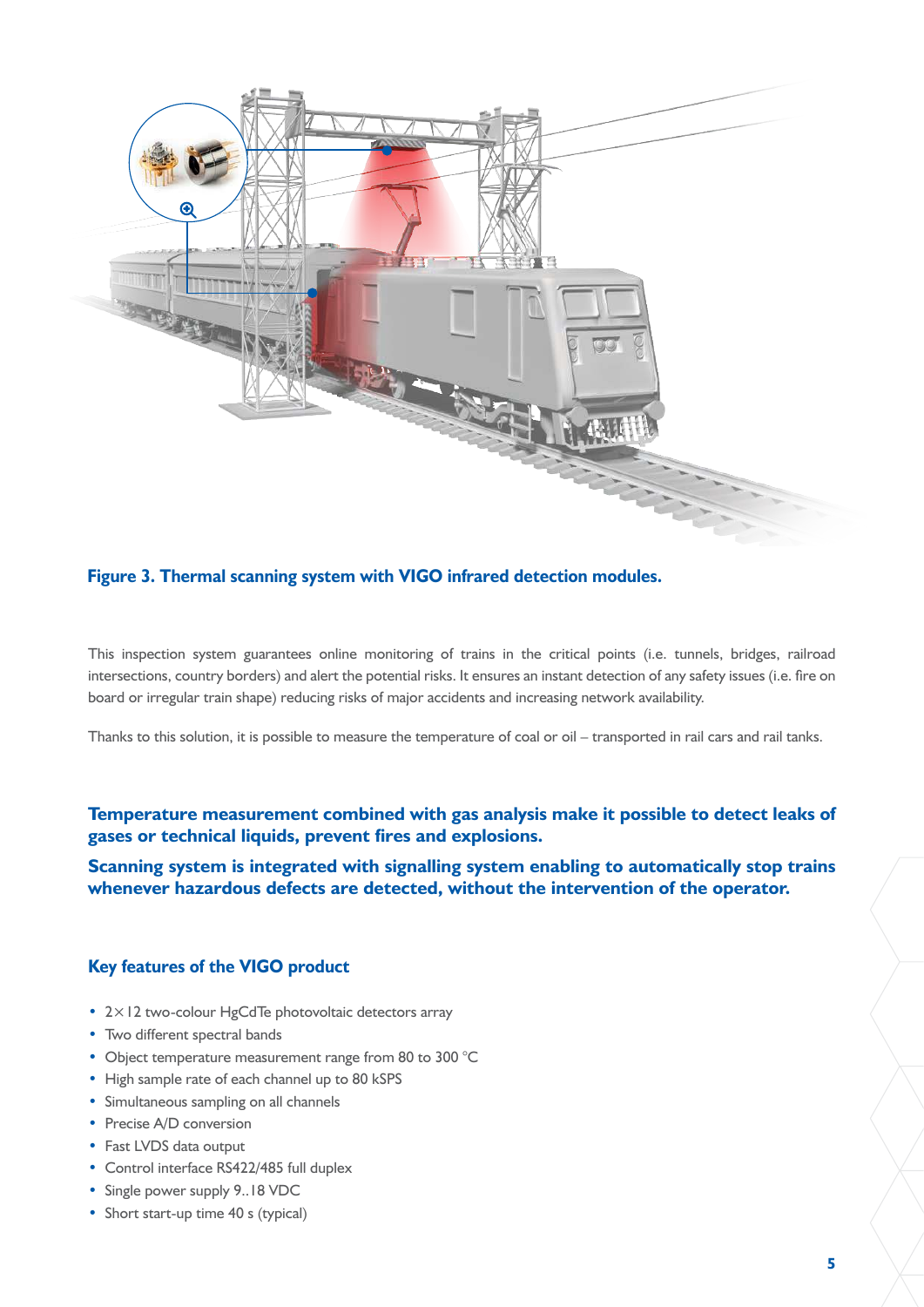**Figure 3. Thermal scanning system with VIGO infrared detection modules.**

This inspection system guarantees online monitoring of trains in the critical points (i.e. tunnels, bridges, railroad intersections, country borders) and alert the potential risks. It ensures an instant detection of any safety issues (i.e. fire on board or irregular train shape) reducing risks of major accidents and increasing network availability.

Thanks to this solution, it is possible to measure the temperature of coal or oil – transported in rail cars and rail tanks.

**Temperature measurement combined with gas analysis make it possible to detect leaks of gases or technical liquids, prevent fires and explosions.**

**Scanning system is integrated with signalling system enabling to automatically stop trains whenever hazardous defects are detected, without the intervention of the operator.**

## Key features of the VIGO product

- 2× 12 two-colour HgCdTe photovoltaic detectors array
- Two different spectral bands
- Object temperature measurement range from 80 to 300 °C
- High sample rate of each channel up to 80 kSPS
- Simultaneous sampling on all channels
- Precise A/D conversion
- Fast LVDS data output
- Control interface RS422/485 full duplex
- Single power supply 9..18 VDC
- Short start-up time 40 s (typical)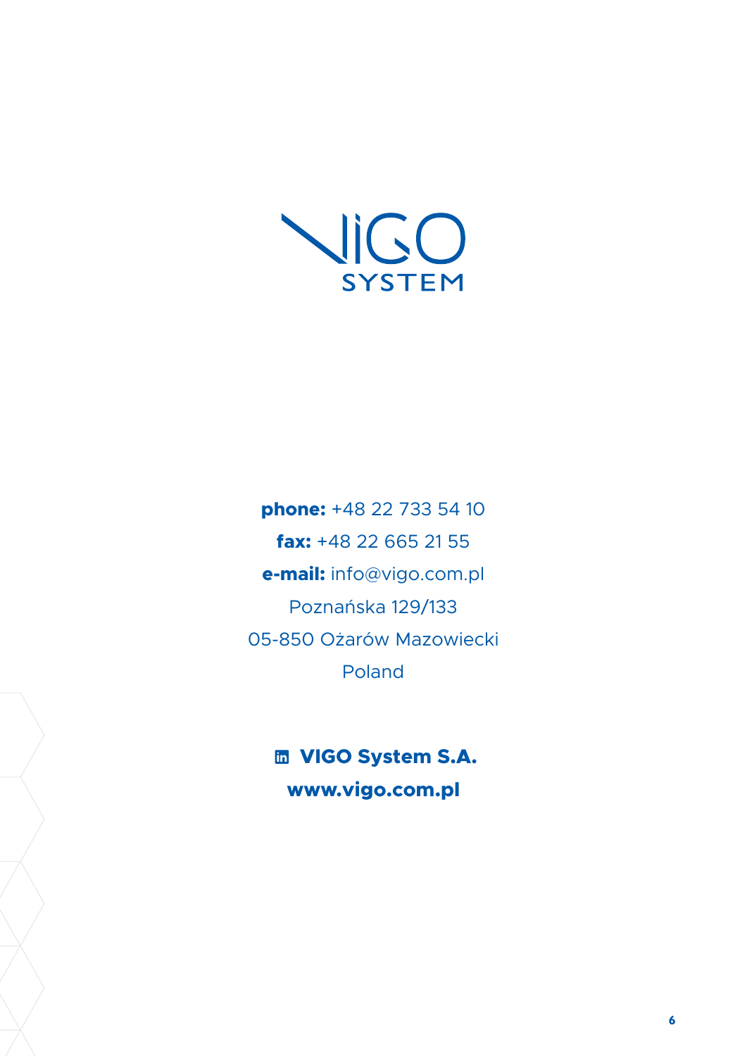VIGO SYSTEM

**phone:** +48 22 733 54 10

**fax:** +48 22 665 21 55

**e-mail:** info@vigo.com.pl

Poznańska 129/133

05-850 Ożarów Mazowiecki

Poland

**VIGO System S.A.**

**www.vigo.com.pl**